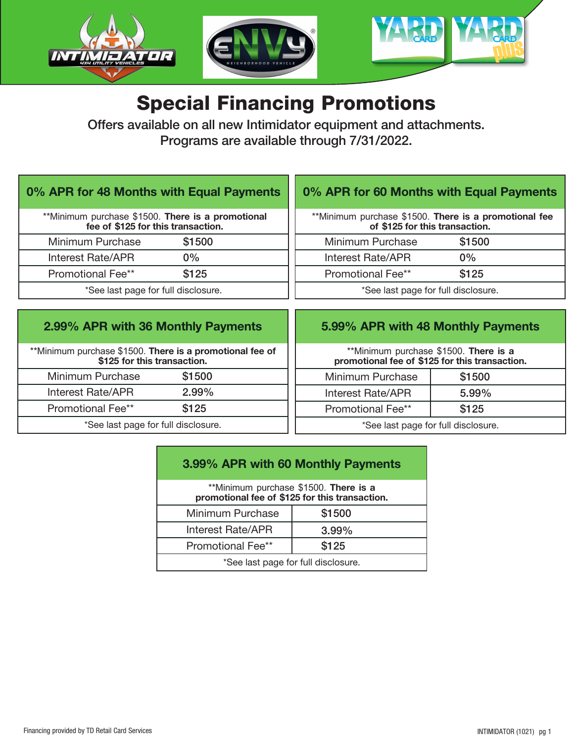# Special Financing Promotions

Offers available on all new Intimidator equipment and attachments.
Programs are available through 7/31/2022.

## 0% APR for 48 Months with Equal Payments

**Minimum purchase $1500. **There is a promotional fee of $125 for this transaction.**

| Minimum Purchase | $1500 |
|---|---|
| Interest Rate/APR | 0% |
| Promotional Fee** | $125 |

*See last page for full disclosure.

## 0% APR for 60 Months with Equal Payments

**Minimum purchase $1500. **There is a promotional fee of $125 for this transaction.**

| Minimum Purchase | $1500 |
|---|---|
| Interest Rate/APR | 0% |
| Promotional Fee** | $125 |

*See last page for full disclosure.

## 2.99% APR with 36 Monthly Payments

**Minimum purchase $1500. **There is a promotional fee of $125 for this transaction.**

| Minimum Purchase | $1500 |
|---|---|
| Interest Rate/APR | 2.99% |
| Promotional Fee** | $125 |

*See last page for full disclosure.

## 5.99% APR with 48 Monthly Payments

**Minimum purchase $1500. **There is a promotional fee of $125 for this transaction.**

| Minimum Purchase | $1500 |
|---|---|
| Interest Rate/APR | 5.99% |
| Promotional Fee** | $125 |

*See last page for full disclosure.

## 3.99% APR with 60 Monthly Payments

**Minimum purchase $1500. **There is a promotional fee of $125 for this transaction.**

| Minimum Purchase | $1500 |
|---|---|
| Interest Rate/APR | 3.99% |
| Promotional Fee** | $125 |

*See last page for full disclosure.

Financing provided by TD Retail Card Services

INTIMIDATOR (1021)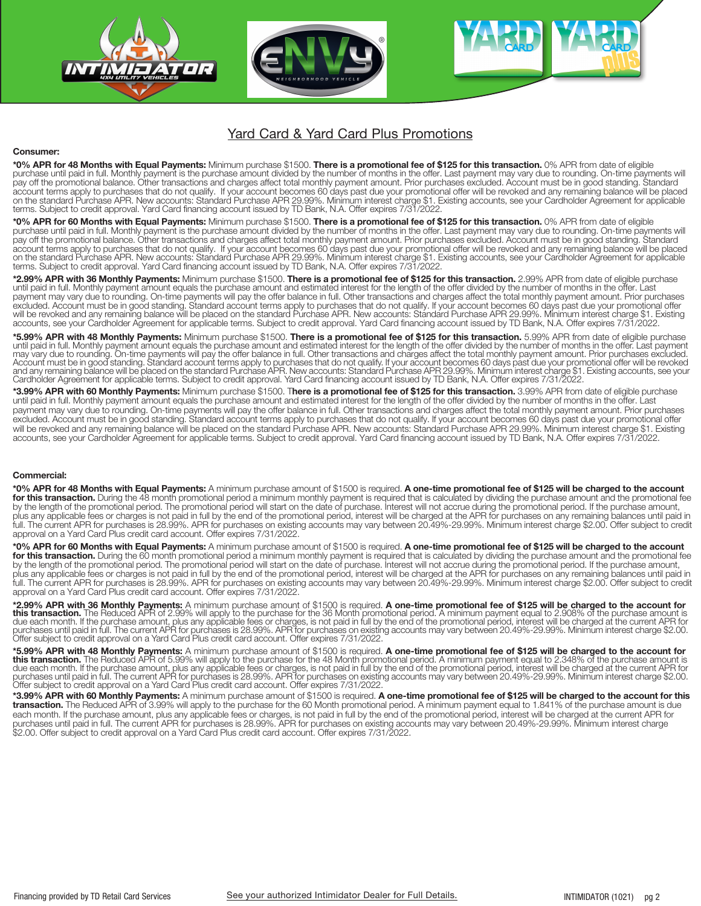## Yard Card & Yard Card Plus Promotions

**Consumer:**

***0% APR for 48 Months with Equal Payments:** Minimum purchase $1500. **There is a promotional fee of $125 for this transaction.** 0% APR from date of eligible purchase until paid in full. Monthly payment is the purchase amount divided by the number of months in the offer. Last payment may vary due to rounding. On-time payments will pay off the promotional balance. Other transactions and charges affect total monthly payment amount. Prior purchases excluded. Account must be in good standing. Standard account terms apply to purchases that do not qualify. If your account becomes 60 days past due your promotional offer will be revoked and any remaining balance will be placed on the standard Purchase APR. New accounts: Standard Purchase APR 29.99%. Minimum interest charge $1. Existing accounts, see your Cardholder Agreement for applicable terms. Subject to credit approval. Yard Card financing account issued by TD Bank, N.A. Offer expires 7/31/2022.

***0% APR for 60 Months with Equal Payments:** Minimum purchase $1500. **There is a promotional fee of $125 for this transaction.** 0% APR from date of eligible purchase until paid in full. Monthly payment is the purchase amount divided by the number of months in the offer. Last payment may vary due to rounding. On-time payments will pay off the promotional balance. Other transactions and charges affect total monthly payment amount. Prior purchases excluded. Account must be in good standing. Standard account terms apply to purchases that do not qualify. If your account becomes 60 days past due your promotional offer will be revoked and any remaining balance will be placed on the standard Purchase APR. New accounts: Standard Purchase APR 29.99%. Minimum interest charge $1. Existing accounts, see your Cardholder Agreement for applicable terms. Subject to credit approval. Yard Card financing account issued by TD Bank, N.A. Offer expires 7/31/2022.

***2.99% APR with 36 Monthly Payments:** Minimum purchase $1500. **There is a promotional fee of $125 for this transaction.** 2.99% APR from date of eligible purchase until paid in full. Monthly payment amount equals the purchase amount and estimated interest for the length of the offer divided by the number of months in the offer. Last payment may vary due to rounding. On-time payments will pay the offer balance in full. Other transactions and charges affect the total monthly payment amount. Prior purchases excluded. Account must be in good standing. Standard account terms apply to purchases that do not qualify. If your account becomes 60 days past due your promotional offer will be revoked and any remaining balance will be placed on the standard Purchase APR. New accounts: Standard Purchase APR 29.99%. Minimum interest charge $1. Existing accounts, see your Cardholder Agreement for applicable terms. Subject to credit approval. Yard Card financing account issued by TD Bank, N.A. Offer expires 7/31/2022.

***5.99% APR with 48 Monthly Payments:** Minimum purchase $1500. **There is a promotional fee of $125 for this transaction.** 5.99% APR from date of eligible purchase until paid in full. Monthly payment amount equals the purchase amount and estimated interest for the length of the offer divided by the number of months in the offer. Last payment may vary due to rounding. On-time payments will pay the offer balance in full. Other transactions and charges affect the total monthly payment amount. Prior purchases excluded. Account must be in good standing. Standard account terms apply to purchases that do not qualify. If your account becomes 60 days past due your promotional offer will be revoked and any remaining balance will be placed on the standard Purchase APR. New accounts: Standard Purchase APR 29.99%. Minimum interest charge $1. Existing accounts, see your Cardholder Agreement for applicable terms. Subject to credit approval. Yard Card financing account issued by TD Bank, N.A. Offer expires 7/31/2022.

***3.99% APR with 60 Monthly Payments:** Minimum purchase $1500. **There is a promotional fee of $125 for this transaction.** 3.99% APR from date of eligible purchase until paid in full. Monthly payment amount equals the purchase amount and estimated interest for the length of the offer divided by the number of months in the offer. Last payment may vary due to rounding. On-time payments will pay the offer balance in full. Other transactions and charges affect the total monthly payment amount. Prior purchases excluded. Account must be in good standing. Standard account terms apply to purchases that do not qualify. If your account becomes 60 days past due your promotional offer will be revoked and any remaining balance will be placed on the standard Purchase APR. New accounts: Standard Purchase APR 29.99%. Minimum interest charge $1. Existing accounts, see your Cardholder Agreement for applicable terms. Subject to credit approval. Yard Card financing account issued by TD Bank, N.A. Offer expires 7/31/2022.

**Commercial:**

***0% APR for 48 Months with Equal Payments:** A minimum purchase amount of $1500 is required. **A one-time promotional fee of $125 will be charged to the account for this transaction.** During the 48 month promotional period a minimum monthly payment is required that is calculated by dividing the purchase amount and the promotional fee by the length of the promotional period. The promotional period will start on the date of purchase. Interest will not accrue during the promotional period. If the purchase amount, plus any applicable fees or charges is not paid in full by the end of the promotional period, interest will be charged at the APR for purchases on any remaining balances until paid in full. The current APR for purchases is 28.99%. APR for purchases on existing accounts may vary between 20.49%-29.99%. Minimum interest charge $2.00. Offer subject to credit approval on a Yard Card Plus credit card account. Offer expires 7/31/2022.

***0% APR for 60 Months with Equal Payments:** A minimum purchase amount of $1500 is required. **A one-time promotional fee of $125 will be charged to the account for this transaction.** During the 60 month promotional period a minimum monthly payment is required that is calculated by dividing the purchase amount and the promotional fee by the length of the promotional period. The promotional period will start on the date of purchase. Interest will not accrue during the promotional period. If the purchase amount, plus any applicable fees or charges is not paid in full by the end of the promotional period, interest will be charged at the APR for purchases on any remaining balances until paid in full. The current APR for purchases is 28.99%. APR for purchases on existing accounts may vary between 20.49%-29.99%. Minimum interest charge $2.00. Offer subject to credit approval on a Yard Card Plus credit card account. Offer expires 7/31/2022.

***2.99% APR with 36 Monthly Payments:** A minimum purchase amount of $1500 is required. **A one-time promotional fee of $125 will be charged to the account for this transaction.** The Reduced APR of 2.99% will apply to the purchase for the 36 Month promotional period. A minimum payment equal to 2.908% of the purchase amount is due each month. If the purchase amount, plus any applicable fees or charges, is not paid in full by the end of the promotional period, interest will be charged at the current APR for purchases until paid in full. The current APR for purchases is 28.99%. APR for purchases on existing accounts may vary between 20.49%-29.99%. Minimum interest charge $2.00. Offer subject to credit approval on a Yard Card Plus credit card account. Offer expires 7/31/2022.

***5.99% APR with 48 Monthly Payments:** A minimum purchase amount of $1500 is required. **A one-time promotional fee of $125 will be charged to the account for this transaction.** The Reduced APR of 5.99% will apply to the purchase for the 48 Month promotional period. A minimum payment equal to 2.348% of the purchase amount is due each month. If the purchase amount, plus any applicable fees or charges, is not paid in full by the end of the promotional period, interest will be charged at the current APR for purchases until paid in full. The current APR for purchases is 28.99%. APR for purchases on existing accounts may vary between 20.49%-29.99%. Minimum interest charge $2.00. Offer subject to credit approval on a Yard Card Plus credit card account. Offer expires 7/31/2022.

***3.99% APR with 60 Monthly Payments:** A minimum purchase amount of $1500 is required. **A one-time promotional fee of $125 will be charged to the account for this transaction.** The Reduced APR of 3.99% will apply to the purchase for the 60 Month promotional period. A minimum payment equal to 1.841% of the purchase amount is due each month. If the purchase amount, plus any applicable fees or charges, is not paid in full by the end of the promotional period, interest will be charged at the current APR for purchases until paid in full. The current APR for purchases is 28.99%. APR for purchases on existing accounts may vary between 20.49%-29.99%. Minimum interest charge $2.00. Offer subject to credit approval on a Yard Card Plus credit card account. Offer expires 7/31/2022.

Financing provided by TD Retail Card Services

See your authorized Intimidator Dealer for Full Details.

INTIMIDATOR (1021)